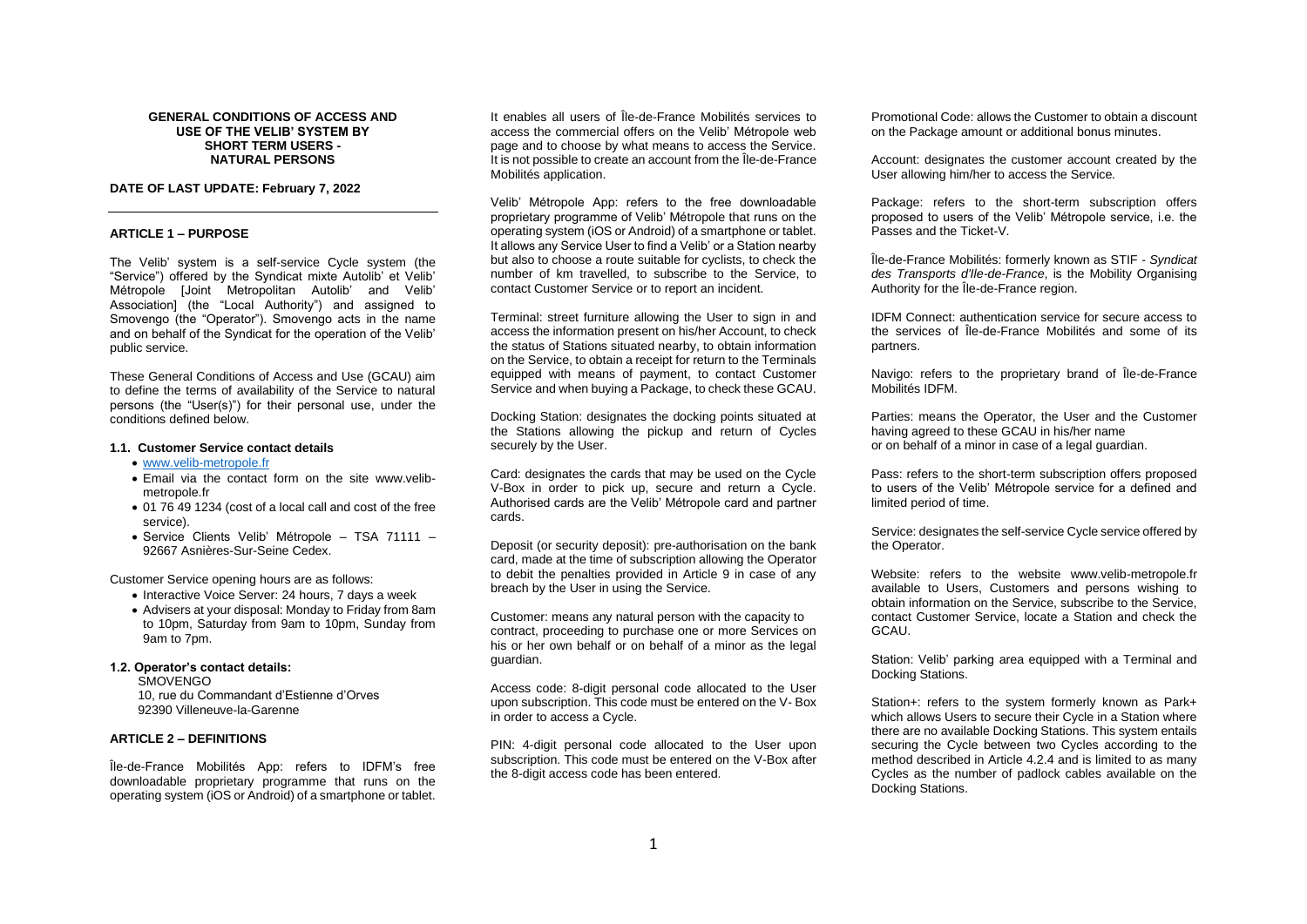# GENERAL CONDITIONS OF ACCESS AND USE OF THE VELIB' SYSTEM BY SHORT TERM USERS - NATURAL PERSONS

**DATE OF LAST UPDATE: February 7, 2022**

## ARTICLE 1 – PURPOSE

The Velib' system is a self-service Cycle system (the "Service") offered by the Syndicat mixte Autolib' et Velib' Métropole [Joint Metropolitan Autolib' and Velib' Association] (the "Local Authority") and assigned to Smovengo (the "Operator"). Smovengo acts in the name and on behalf of the Syndicat for the operation of the Velib' public service.

These General Conditions of Access and Use (GCAU) aim to define the terms of availability of the Service to natural persons (the "User(s)") for their personal use, under the conditions defined below.

### 1.1. Customer Service contact details

- www.velib-metropole.fr
- Email via the contact form on the site www.velib-metropole.fr
- 01 76 49 1234 (cost of a local call and cost of the free service).
- Service Clients Velib' Métropole – TSA 71111 – 92667 Asnières-Sur-Seine Cedex.

Customer Service opening hours are as follows:

- Interactive Voice Server: 24 hours, 7 days a week
- Advisers at your disposal: Monday to Friday from 8am to 10pm, Saturday from 9am to 10pm, Sunday from 9am to 7pm.

### 1.2. Operator's contact details:

SMOVENGO
10, rue du Commandant d'Estienne d'Orves
92390 Villeneuve-la-Garenne

## ARTICLE 2 – DEFINITIONS

Île-de-France Mobilités App: refers to IDFM's free downloadable proprietary programme that runs on the operating system (iOS or Android) of a smartphone or tablet. It enables all users of Île-de-France Mobilités services to access the commercial offers on the Velib' Métropole web page and to choose by what means to access the Service. It is not possible to create an account from the Île-de-France Mobilités application.

Velib' Métropole App: refers to the free downloadable proprietary programme of Velib' Métropole that runs on the operating system (iOS or Android) of a smartphone or tablet. It allows any Service User to find a Velib' or a Station nearby but also to choose a route suitable for cyclists, to check the number of km travelled, to subscribe to the Service, to contact Customer Service or to report an incident.

Terminal: street furniture allowing the User to sign in and access the information present on his/her Account, to check the status of Stations situated nearby, to obtain information on the Service, to obtain a receipt for return to the Terminals equipped with means of payment, to contact Customer Service and when buying a Package, to check these GCAU.

Docking Station: designates the docking points situated at the Stations allowing the pickup and return of Cycles securely by the User.

Card: designates the cards that may be used on the Cycle V-Box in order to pick up, secure and return a Cycle. Authorised cards are the Velib' Métropole card and partner cards.

Deposit (or security deposit): pre-authorisation on the bank card, made at the time of subscription allowing the Operator to debit the penalties provided in Article 9 in case of any breach by the User in using the Service.

Customer: means any natural person with the capacity to contract, proceeding to purchase one or more Services on his or her own behalf or on behalf of a minor as the legal guardian.

Access code: 8-digit personal code allocated to the User upon subscription. This code must be entered on the V- Box in order to access a Cycle.

PIN: 4-digit personal code allocated to the User upon subscription. This code must be entered on the V-Box after the 8-digit access code has been entered.

Promotional Code: allows the Customer to obtain a discount on the Package amount or additional bonus minutes.

Account: designates the customer account created by the User allowing him/her to access the Service.

Package: refers to the short-term subscription offers proposed to users of the Velib' Métropole service, i.e. the Passes and the Ticket-V.

Île-de-France Mobilités: formerly known as STIF - *Syndicat des Transports d'Ile-de-France*, is the Mobility Organising Authority for the Île-de-France region.

IDFM Connect: authentication service for secure access to the services of Île-de-France Mobilités and some of its partners.

Navigo: refers to the proprietary brand of Île-de-France Mobilités IDFM.

Parties: means the Operator, the User and the Customer having agreed to these GCAU in his/her name or on behalf of a minor in case of a legal guardian.

Pass: refers to the short-term subscription offers proposed to users of the Velib' Métropole service for a defined and limited period of time.

Service: designates the self-service Cycle service offered by the Operator.

Website: refers to the website www.velib-metropole.fr available to Users, Customers and persons wishing to obtain information on the Service, subscribe to the Service, contact Customer Service, locate a Station and check the GCAU.

Station: Velib' parking area equipped with a Terminal and Docking Stations.

Station+: refers to the system formerly known as Park+ which allows Users to secure their Cycle in a Station where there are no available Docking Stations. This system entails securing the Cycle between two Cycles according to the method described in Article 4.2.4 and is limited to as many Cycles as the number of padlock cables available on the Docking Stations.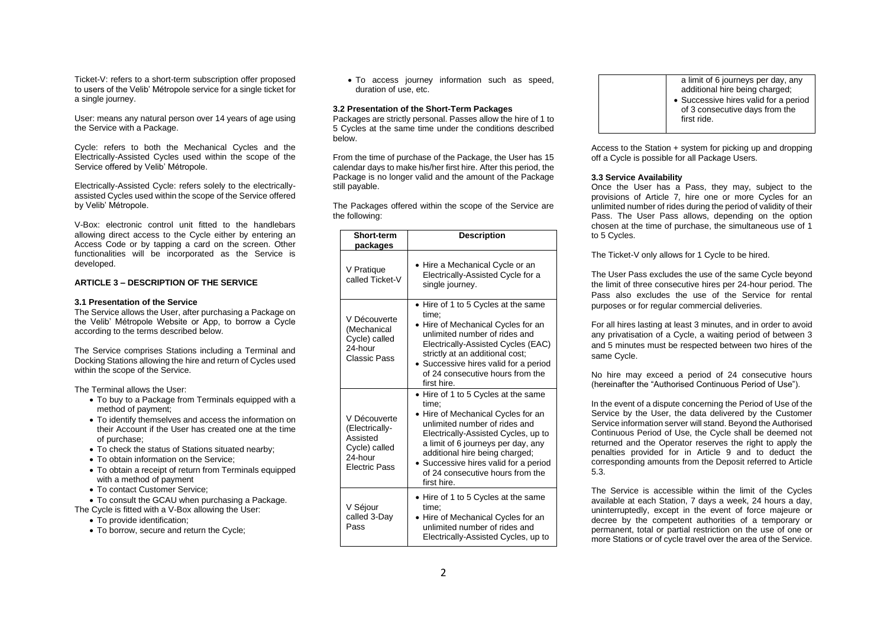Ticket-V: refers to a short-term subscription offer proposed to users of the Velib' Métropole service for a single ticket for a single journey.

User: means any natural person over 14 years of age using the Service with a Package.

Cycle: refers to both the Mechanical Cycles and the Electrically-Assisted Cycles used within the scope of the Service offered by Velib' Métropole.

Electrically-Assisted Cycle: refers solely to the electrically-assisted Cycles used within the scope of the Service offered by Velib' Métropole.

V-Box: electronic control unit fitted to the handlebars allowing direct access to the Cycle either by entering an Access Code or by tapping a card on the screen. Other functionalities will be incorporated as the Service is developed.

### ARTICLE 3 – DESCRIPTION OF THE SERVICE

#### 3.1 Presentation of the Service

The Service allows the User, after purchasing a Package on the Velib' Métropole Website or App, to borrow a Cycle according to the terms described below.

The Service comprises Stations including a Terminal and Docking Stations allowing the hire and return of Cycles used within the scope of the Service.

The Terminal allows the User:

- To buy to a Package from Terminals equipped with a method of payment;
- To identify themselves and access the information on their Account if the User has created one at the time of purchase;
- To check the status of Stations situated nearby;
- To obtain information on the Service;
- To obtain a receipt of return from Terminals equipped with a method of payment
- To contact Customer Service;
- To consult the GCAU when purchasing a Package.

The Cycle is fitted with a V-Box allowing the User:

- To provide identification;
- To borrow, secure and return the Cycle;
- To access journey information such as speed, duration of use, etc.

#### 3.2 Presentation of the Short-Term Packages

Packages are strictly personal. Passes allow the hire of 1 to 5 Cycles at the same time under the conditions described below.

From the time of purchase of the Package, the User has 15 calendar days to make his/her first hire. After this period, the Package is no longer valid and the amount of the Package still payable.

The Packages offered within the scope of the Service are the following:

| Short-term packages | Description |
|---|---|
| V Pratique called Ticket-V | • Hire a Mechanical Cycle or an Electrically-Assisted Cycle for a single journey. |
| V Découverte (Mechanical Cycle) called 24-hour Classic Pass | • Hire of 1 to 5 Cycles at the same time;<br>• Hire of Mechanical Cycles for an unlimited number of rides and Electrically-Assisted Cycles (EAC) strictly at an additional cost;<br>• Successive hires valid for a period of 24 consecutive hours from the first hire. |
| V Découverte (Electrically-Assisted Cycle) called 24-hour Electric Pass | • Hire of 1 to 5 Cycles at the same time;<br>• Hire of Mechanical Cycles for an unlimited number of rides and Electrically-Assisted Cycles, up to a limit of 6 journeys per day, any additional hire being charged;<br>• Successive hires valid for a period of 24 consecutive hours from the first hire. |
| V Séjour called 3-Day Pass | • Hire of 1 to 5 Cycles at the same time;<br>• Hire of Mechanical Cycles for an unlimited number of rides and Electrically-Assisted Cycles, up to a limit of 6 journeys per day, any additional hire being charged;<br>• Successive hires valid for a period of 3 consecutive days from the first ride. |

Access to the Station + system for picking up and dropping off a Cycle is possible for all Package Users.

#### 3.3 Service Availability

Once the User has a Pass, they may, subject to the provisions of Article 7, hire one or more Cycles for an unlimited number of rides during the period of validity of their Pass. The User Pass allows, depending on the option chosen at the time of purchase, the simultaneous use of 1 to 5 Cycles.

The Ticket-V only allows for 1 Cycle to be hired.

The User Pass excludes the use of the same Cycle beyond the limit of three consecutive hires per 24-hour period. The Pass also excludes the use of the Service for rental purposes or for regular commercial deliveries.

For all hires lasting at least 3 minutes, and in order to avoid any privatisation of a Cycle, a waiting period of between 3 and 5 minutes must be respected between two hires of the same Cycle.

No hire may exceed a period of 24 consecutive hours (hereinafter the "Authorised Continuous Period of Use").

In the event of a dispute concerning the Period of Use of the Service by the User, the data delivered by the Customer Service information server will stand. Beyond the Authorised Continuous Period of Use, the Cycle shall be deemed not returned and the Operator reserves the right to apply the penalties provided for in Article 9 and to deduct the corresponding amounts from the Deposit referred to Article 5.3.

The Service is accessible within the limit of the Cycles available at each Station, 7 days a week, 24 hours a day, uninterruptedly, except in the event of force majeure or decree by the competent authorities of a temporary or permanent, total or partial restriction on the use of one or more Stations or of cycle travel over the area of the Service.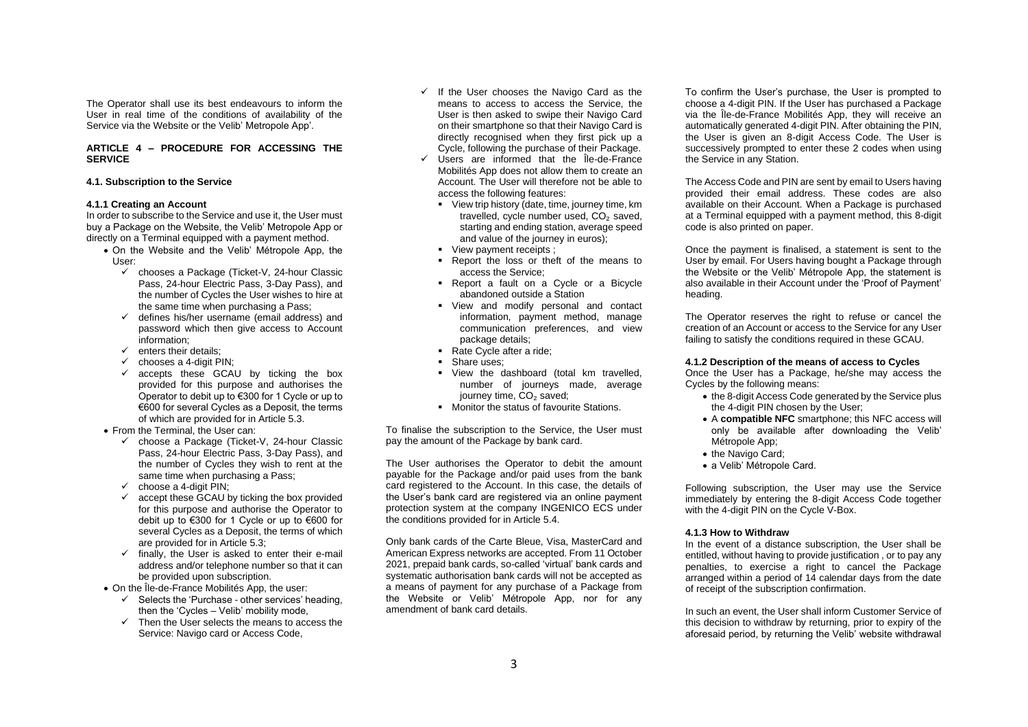The Operator shall use its best endeavours to inform the User in real time of the conditions of availability of the Service via the Website or the Velib' Metropole App'.

## ARTICLE 4 – PROCEDURE FOR ACCESSING THE SERVICE

### 4.1. Subscription to the Service

#### 4.1.1 Creating an Account

In order to subscribe to the Service and use it, the User must buy a Package on the Website, the Velib' Metropole App or directly on a Terminal equipped with a payment method.

- On the Website and the Velib' Métropole App, the User:
  - ✓ chooses a Package (Ticket-V, 24-hour Classic Pass, 24-hour Electric Pass, 3-Day Pass), and the number of Cycles the User wishes to hire at the same time when purchasing a Pass;
  - ✓ defines his/her username (email address) and password which then give access to Account information;
  - ✓ enters their details;
  - ✓ chooses a 4-digit PIN;
  - ✓ accepts these GCAU by ticking the box provided for this purpose and authorises the Operator to debit up to €300 for 1 Cycle or up to €600 for several Cycles as a Deposit, the terms of which are provided for in Article 5.3.
- From the Terminal, the User can:
  - ✓ choose a Package (Ticket-V, 24-hour Classic Pass, 24-hour Electric Pass, 3-Day Pass), and the number of Cycles they wish to rent at the same time when purchasing a Pass;
  - ✓ choose a 4-digit PIN;
  - ✓ accept these GCAU by ticking the box provided for this purpose and authorise the Operator to debit up to €300 for 1 Cycle or up to €600 for several Cycles as a Deposit, the terms of which are provided for in Article 5.3;
  - ✓ finally, the User is asked to enter their e-mail address and/or telephone number so that it can be provided upon subscription.
- On the Île-de-France Mobilités App, the user:
  - ✓ Selects the 'Purchase - other services' heading, then the 'Cycles – Velib' mobility mode,
  - ✓ Then the User selects the means to access the Service: Navigo card or Access Code,
  - ✓ If the User chooses the Navigo Card as the means to access to access the Service, the User is then asked to swipe their Navigo Card on their smartphone so that their Navigo Card is directly recognised when they first pick up a Cycle, following the purchase of their Package.
  - ✓ Users are informed that the Île-de-France Mobilités App does not allow them to create an Account. The User will therefore not be able to access the following features:
    - View trip history (date, time, journey time, km travelled, cycle number used, $CO_2$ saved, starting and ending station, average speed and value of the journey in euros);
    - View payment receipts ;
    - Report the loss or theft of the means to access the Service;
    - Report a fault on a Cycle or a Bicycle abandoned outside a Station
    - View and modify personal and contact information, payment method, manage communication preferences, and view package details;
    - Rate Cycle after a ride;
    - Share uses;
    - View the dashboard (total km travelled, number of journeys made, average journey time, $CO_2$ saved;
    - Monitor the status of favourite Stations.

To finalise the subscription to the Service, the User must pay the amount of the Package by bank card.

The User authorises the Operator to debit the amount payable for the Package and/or paid uses from the bank card registered to the Account. In this case, the details of the User's bank card are registered via an online payment protection system at the company INGENICO ECS under the conditions provided for in Article 5.4.

Only bank cards of the Carte Bleue, Visa, MasterCard and American Express networks are accepted. From 11 October 2021, prepaid bank cards, so-called 'virtual' bank cards and systematic authorisation bank cards will not be accepted as a means of payment for any purchase of a Package from the Website or Velib' Métropole App, nor for any amendment of bank card details.

To confirm the User's purchase, the User is prompted to choose a 4-digit PIN. If the User has purchased a Package via the Île-de-France Mobilités App, they will receive an automatically generated 4-digit PIN. After obtaining the PIN, the User is given an 8-digit Access Code. The User is successively prompted to enter these 2 codes when using the Service in any Station.

The Access Code and PIN are sent by email to Users having provided their email address. These codes are also available on their Account. When a Package is purchased at a Terminal equipped with a payment method, this 8-digit code is also printed on paper.

Once the payment is finalised, a statement is sent to the User by email. For Users having bought a Package through the Website or the Velib' Métropole App, the statement is also available in their Account under the 'Proof of Payment' heading.

The Operator reserves the right to refuse or cancel the creation of an Account or access to the Service for any User failing to satisfy the conditions required in these GCAU.

#### 4.1.2 Description of the means of access to Cycles

Once the User has a Package, he/she may access the Cycles by the following means:

- the 8-digit Access Code generated by the Service plus the 4-digit PIN chosen by the User;
- A **compatible NFC** smartphone; this NFC access will only be available after downloading the Velib' Métropole App;
- the Navigo Card;
- a Velib' Métropole Card.

Following subscription, the User may use the Service immediately by entering the 8-digit Access Code together with the 4-digit PIN on the Cycle V-Box.

#### 4.1.3 How to Withdraw

In the event of a distance subscription, the User shall be entitled, without having to provide justification , or to pay any penalties, to exercise a right to cancel the Package arranged within a period of 14 calendar days from the date of receipt of the subscription confirmation.

In such an event, the User shall inform Customer Service of this decision to withdraw by returning, prior to expiry of the aforesaid period, by returning the Velib' website withdrawal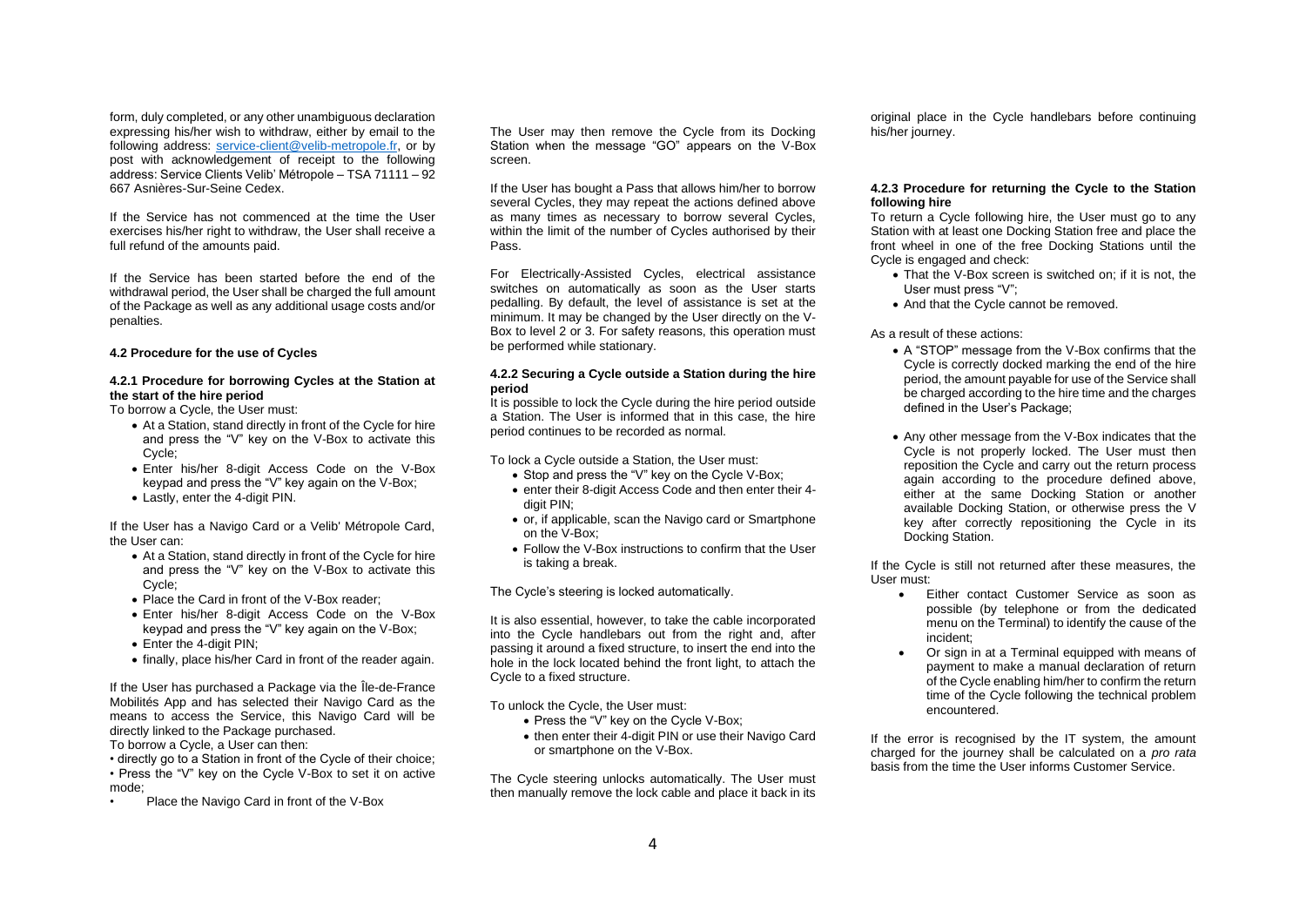form, duly completed, or any other unambiguous declaration expressing his/her wish to withdraw, either by email to the following address: service-client@velib-metropole.fr, or by post with acknowledgement of receipt to the following address: Service Clients Velib' Métropole – TSA 71111 – 92 667 Asnières-Sur-Seine Cedex.

If the Service has not commenced at the time the User exercises his/her right to withdraw, the User shall receive a full refund of the amounts paid.

If the Service has been started before the end of the withdrawal period, the User shall be charged the full amount of the Package as well as any additional usage costs and/or penalties.

#### 4.2 Procedure for the use of Cycles

#### 4.2.1 Procedure for borrowing Cycles at the Station at the start of the hire period

To borrow a Cycle, the User must:

- At a Station, stand directly in front of the Cycle for hire and press the "V" key on the V-Box to activate this Cycle;
- Enter his/her 8-digit Access Code on the V-Box keypad and press the "V" key again on the V-Box;
- Lastly, enter the 4-digit PIN.

If the User has a Navigo Card or a Velib' Métropole Card, the User can:

- At a Station, stand directly in front of the Cycle for hire and press the "V" key on the V-Box to activate this Cycle;
- Place the Card in front of the V-Box reader;
- Enter his/her 8-digit Access Code on the V-Box keypad and press the "V" key again on the V-Box;
- Enter the 4-digit PIN;
- finally, place his/her Card in front of the reader again.

If the User has purchased a Package via the Île-de-France Mobilités App and has selected their Navigo Card as the means to access the Service, this Navigo Card will be directly linked to the Package purchased.

To borrow a Cycle, a User can then:

- directly go to a Station in front of the Cycle of their choice;
- Press the "V" key on the Cycle V-Box to set it on active mode;
- Place the Navigo Card in front of the V-Box

The User may then remove the Cycle from its Docking Station when the message "GO" appears on the V-Box screen.

If the User has bought a Pass that allows him/her to borrow several Cycles, they may repeat the actions defined above as many times as necessary to borrow several Cycles, within the limit of the number of Cycles authorised by their Pass.

For Electrically-Assisted Cycles, electrical assistance switches on automatically as soon as the User starts pedalling. By default, the level of assistance is set at the minimum. It may be changed by the User directly on the V-Box to level 2 or 3. For safety reasons, this operation must be performed while stationary.

#### 4.2.2 Securing a Cycle outside a Station during the hire period

It is possible to lock the Cycle during the hire period outside a Station. The User is informed that in this case, the hire period continues to be recorded as normal.

To lock a Cycle outside a Station, the User must:

- Stop and press the "V" key on the Cycle V-Box;
- enter their 8-digit Access Code and then enter their 4-digit PIN;
- or, if applicable, scan the Navigo card or Smartphone on the V-Box;
- Follow the V-Box instructions to confirm that the User is taking a break.

The Cycle's steering is locked automatically.

It is also essential, however, to take the cable incorporated into the Cycle handlebars out from the right and, after passing it around a fixed structure, to insert the end into the hole in the lock located behind the front light, to attach the Cycle to a fixed structure.

To unlock the Cycle, the User must:

- Press the "V" key on the Cycle V-Box;
- then enter their 4-digit PIN or use their Navigo Card or smartphone on the V-Box.

The Cycle steering unlocks automatically. The User must then manually remove the lock cable and place it back in its original place in the Cycle handlebars before continuing his/her journey.

#### 4.2.3 Procedure for returning the Cycle to the Station following hire

To return a Cycle following hire, the User must go to any Station with at least one Docking Station free and place the front wheel in one of the free Docking Stations until the Cycle is engaged and check:

- That the V-Box screen is switched on; if it is not, the User must press "V";
- And that the Cycle cannot be removed.

As a result of these actions:

- A "STOP" message from the V-Box confirms that the Cycle is correctly docked marking the end of the hire period, the amount payable for use of the Service shall be charged according to the hire time and the charges defined in the User's Package;
- Any other message from the V-Box indicates that the Cycle is not properly locked. The User must then reposition the Cycle and carry out the return process again according to the procedure defined above, either at the same Docking Station or another available Docking Station, or otherwise press the V key after correctly repositioning the Cycle in its Docking Station.

If the Cycle is still not returned after these measures, the User must:

- Either contact Customer Service as soon as possible (by telephone or from the dedicated menu on the Terminal) to identify the cause of the incident;
- Or sign in at a Terminal equipped with means of payment to make a manual declaration of return of the Cycle enabling him/her to confirm the return time of the Cycle following the technical problem encountered.

If the error is recognised by the IT system, the amount charged for the journey shall be calculated on a *pro rata* basis from the time the User informs Customer Service.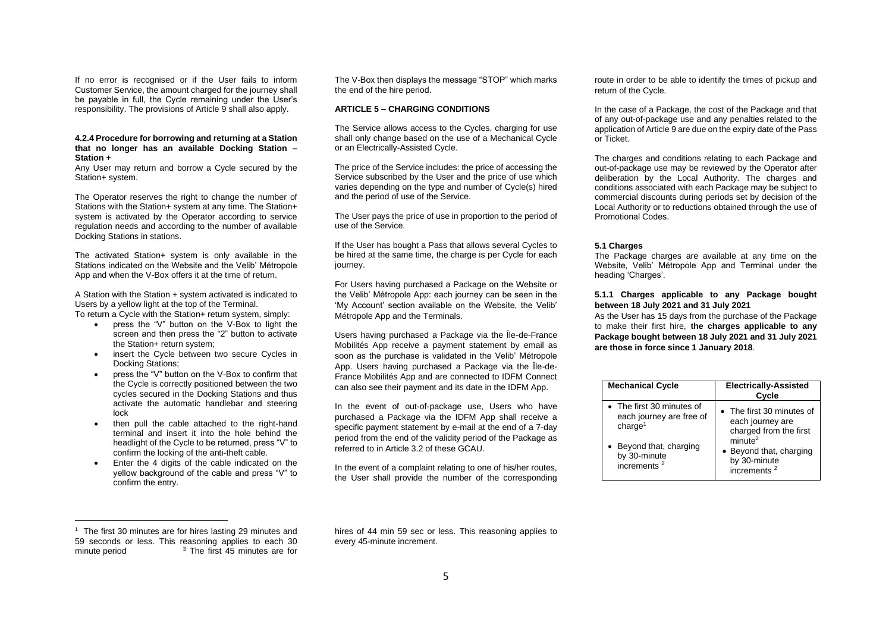If no error is recognised or if the User fails to inform Customer Service, the amount charged for the journey shall be payable in full, the Cycle remaining under the User's responsibility. The provisions of Article 9 shall also apply.

#### 4.2.4 Procedure for borrowing and returning at a Station that no longer has an available Docking Station – Station +

Any User may return and borrow a Cycle secured by the Station+ system.

The Operator reserves the right to change the number of Stations with the Station+ system at any time. The Station+ system is activated by the Operator according to service regulation needs and according to the number of available Docking Stations in stations.

The activated Station+ system is only available in the Stations indicated on the Website and the Velib' Métropole App and when the V-Box offers it at the time of return.

A Station with the Station + system activated is indicated to Users by a yellow light at the top of the Terminal.

To return a Cycle with the Station+ return system, simply:

- press the "V" button on the V-Box to light the screen and then press the "2" button to activate the Station+ return system;
- insert the Cycle between two secure Cycles in Docking Stations;
- press the "V" button on the V-Box to confirm that the Cycle is correctly positioned between the two cycles secured in the Docking Stations and thus activate the automatic handlebar and steering lock
- then pull the cable attached to the right-hand terminal and insert it into the hole behind the headlight of the Cycle to be returned, press "V" to confirm the locking of the anti-theft cable.
- Enter the 4 digits of the cable indicated on the yellow background of the cable and press "V" to confirm the entry.

The V-Box then displays the message "STOP" which marks the end of the hire period.

## ARTICLE 5 – CHARGING CONDITIONS

The Service allows access to the Cycles, charging for use shall only change based on the use of a Mechanical Cycle or an Electrically-Assisted Cycle.

The price of the Service includes: the price of accessing the Service subscribed by the User and the price of use which varies depending on the type and number of Cycle(s) hired and the period of use of the Service.

The User pays the price of use in proportion to the period of use of the Service.

If the User has bought a Pass that allows several Cycles to be hired at the same time, the charge is per Cycle for each journey.

For Users having purchased a Package on the Website or the Velib' Métropole App: each journey can be seen in the 'My Account' section available on the Website, the Velib' Métropole App and the Terminals.

Users having purchased a Package via the Île-de-France Mobilités App receive a payment statement by email as soon as the purchase is validated in the Velib' Métropole App. Users having purchased a Package via the Île-de-France Mobilités App and are connected to IDFM Connect can also see their payment and its date in the IDFM App.

In the event of out-of-package use, Users who have purchased a Package via the IDFM App shall receive a specific payment statement by e-mail at the end of a 7-day period from the end of the validity period of the Package as referred to in Article 3.2 of these GCAU.

In the event of a complaint relating to one of his/her routes, the User shall provide the number of the corresponding route in order to be able to identify the times of pickup and return of the Cycle.

In the case of a Package, the cost of the Package and that of any out-of-package use and any penalties related to the application of Article 9 are due on the expiry date of the Pass or Ticket.

The charges and conditions relating to each Package and out-of-package use may be reviewed by the Operator after deliberation by the Local Authority. The charges and conditions associated with each Package may be subject to commercial discounts during periods set by decision of the Local Authority or to reductions obtained through the use of Promotional Codes.

### 5.1 Charges

The Package charges are available at any time on the Website, Velib' Métropole App and Terminal under the heading 'Charges'.

#### 5.1.1 Charges applicable to any Package bought between 18 July 2021 and 31 July 2021

As the User has 15 days from the purchase of the Package to make their first hire, **the charges applicable to any Package bought between 18 July 2021 and 31 July 2021 are those in force since 1 January 2018**.

| Mechanical Cycle | Electrically-Assisted Cycle |
| --- | --- |
| • The first 30 minutes of each journey are free of charge[1] • Beyond that, charging by 30-minute increments [2] | • The first 30 minutes of each journey are charged from the first minute[2] • Beyond that, charging by 30-minute increments [2] |

[1] The first 30 minutes are for hires lasting 29 minutes and 59 seconds or less. This reasoning applies to each 30 minute period [3] The first 45 minutes are for hires of 44 min 59 sec or less. This reasoning applies to every 45-minute increment.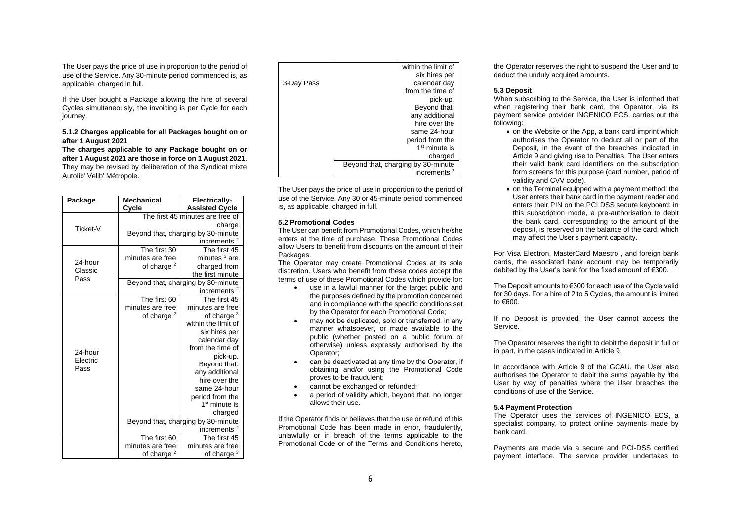The User pays the price of use in proportion to the period of use of the Service. Any 30-minute period commenced is, as applicable, charged in full.

If the User bought a Package allowing the hire of several Cycles simultaneously, the invoicing is per Cycle for each journey.

**5.1.2 Charges applicable for all Packages bought on or after 1 August 2021**

**The charges applicable to any Package bought on or after 1 August 2021 are those in force on 1 August 2021**. They may be revised by deliberation of the Syndicat mixte Autolib' Velib' Métropole.

| Package | Mechanical Cycle | Electrically-Assisted Cycle |
|---|---|---|
| Ticket-V | The first 45 minutes are free of charge | |
| | Beyond that, charging by 30-minute increments [2] | |
| 24-hour Classic Pass | The first 30 minutes are free of charge [2] | The first 45 minutes [3] are charged from the first minute |
| | Beyond that, charging by 30-minute increments [2] | |
| 24-hour Electric Pass | The first 60 minutes are free of charge [2] | The first 45 minutes are free of charge [3] within the limit of six hires per calendar day from the time of pick-up. Beyond that: any additional hire over the same 24-hour period from the 1st minute is charged |
| | Beyond that, charging by 30-minute increments [2] | |
| 3-Day Pass | The first 60 minutes are free of charge [2] | The first 45 minutes are free of charge [3] within the limit of six hires per calendar day from the time of pick-up. Beyond that: any additional hire over the same 24-hour period from the 1st minute is charged |
| | Beyond that, charging by 30-minute increments [2] | |

The User pays the price of use in proportion to the period of use of the Service. Any 30 or 45-minute period commenced is, as applicable, charged in full.

**5.2 Promotional Codes**

The User can benefit from Promotional Codes, which he/she enters at the time of purchase. These Promotional Codes allow Users to benefit from discounts on the amount of their Packages.

The Operator may create Promotional Codes at its sole discretion. Users who benefit from these codes accept the terms of use of these Promotional Codes which provide for:

- use in a lawful manner for the target public and the purposes defined by the promotion concerned and in compliance with the specific conditions set by the Operator for each Promotional Code;
- may not be duplicated, sold or transferred, in any manner whatsoever, or made available to the public (whether posted on a public forum or otherwise) unless expressly authorised by the Operator;
- can be deactivated at any time by the Operator, if obtaining and/or using the Promotional Code proves to be fraudulent;
- cannot be exchanged or refunded;
- a period of validity which, beyond that, no longer allows their use.

If the Operator finds or believes that the use or refund of this Promotional Code has been made in error, fraudulently, unlawfully or in breach of the terms applicable to the Promotional Code or of the Terms and Conditions hereto, the Operator reserves the right to suspend the User and to deduct the unduly acquired amounts.

**5.3 Deposit**

When subscribing to the Service, the User is informed that when registering their bank card, the Operator, via its payment service provider INGENICO ECS, carries out the following:

- on the Website or the App, a bank card imprint which authorises the Operator to deduct all or part of the Deposit, in the event of the breaches indicated in Article 9 and giving rise to Penalties. The User enters their valid bank card identifiers on the subscription form screens for this purpose (card number, period of validity and CVV code).
- on the Terminal equipped with a payment method; the User enters their bank card in the payment reader and enters their PIN on the PCI DSS secure keyboard; in this subscription mode, a pre-authorisation to debit the bank card, corresponding to the amount of the deposit, is reserved on the balance of the card, which may affect the User's payment capacity.

For Visa Electron, MasterCard Maestro , and foreign bank cards, the associated bank account may be temporarily debited by the User's bank for the fixed amount of €300.

The Deposit amounts to €300 for each use of the Cycle valid for 30 days. For a hire of 2 to 5 Cycles, the amount is limited to €600.

If no Deposit is provided, the User cannot access the Service.

The Operator reserves the right to debit the deposit in full or in part, in the cases indicated in Article 9.

In accordance with Article 9 of the GCAU, the User also authorises the Operator to debit the sums payable by the User by way of penalties where the User breaches the conditions of use of the Service.

**5.4 Payment Protection**

The Operator uses the services of INGENICO ECS, a specialist company, to protect online payments made by bank card.

Payments are made via a secure and PCI-DSS certified payment interface. The service provider undertakes to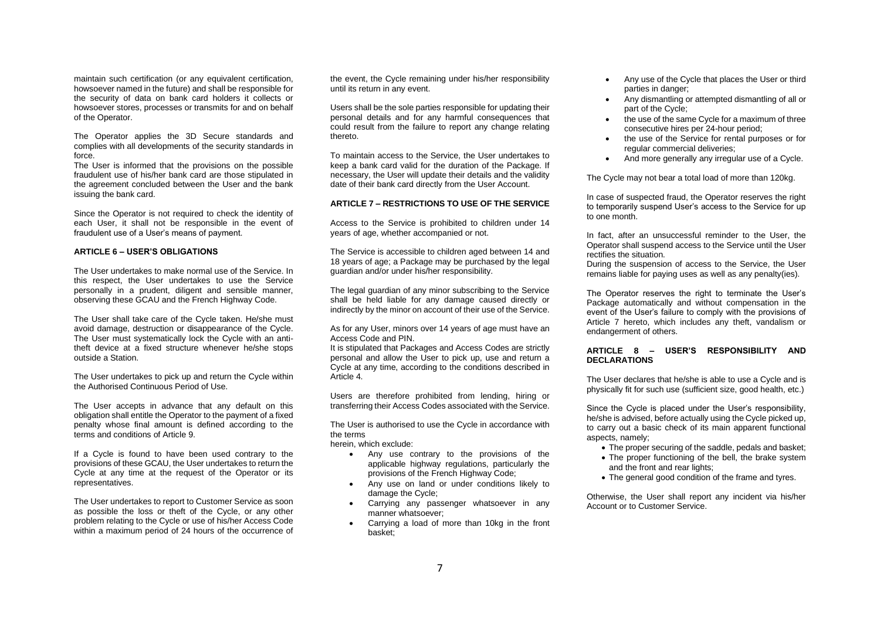maintain such certification (or any equivalent certification, howsoever named in the future) and shall be responsible for the security of data on bank card holders it collects or howsoever stores, processes or transmits for and on behalf of the Operator.

The Operator applies the 3D Secure standards and complies with all developments of the security standards in force.

The User is informed that the provisions on the possible fraudulent use of his/her bank card are those stipulated in the agreement concluded between the User and the bank issuing the bank card.

Since the Operator is not required to check the identity of each User, it shall not be responsible in the event of fraudulent use of a User's means of payment.

### ARTICLE 6 – USER'S OBLIGATIONS

The User undertakes to make normal use of the Service. In this respect, the User undertakes to use the Service personally in a prudent, diligent and sensible manner, observing these GCAU and the French Highway Code.

The User shall take care of the Cycle taken. He/she must avoid damage, destruction or disappearance of the Cycle. The User must systematically lock the Cycle with an anti-theft device at a fixed structure whenever he/she stops outside a Station.

The User undertakes to pick up and return the Cycle within the Authorised Continuous Period of Use.

The User accepts in advance that any default on this obligation shall entitle the Operator to the payment of a fixed penalty whose final amount is defined according to the terms and conditions of Article 9.

If a Cycle is found to have been used contrary to the provisions of these GCAU, the User undertakes to return the Cycle at any time at the request of the Operator or its representatives.

The User undertakes to report to Customer Service as soon as possible the loss or theft of the Cycle, or any other problem relating to the Cycle or use of his/her Access Code within a maximum period of 24 hours of the occurrence of the event, the Cycle remaining under his/her responsibility until its return in any event.

Users shall be the sole parties responsible for updating their personal details and for any harmful consequences that could result from the failure to report any change relating thereto.

To maintain access to the Service, the User undertakes to keep a bank card valid for the duration of the Package. If necessary, the User will update their details and the validity date of their bank card directly from the User Account.

### ARTICLE 7 – RESTRICTIONS TO USE OF THE SERVICE

Access to the Service is prohibited to children under 14 years of age, whether accompanied or not.

The Service is accessible to children aged between 14 and 18 years of age; a Package may be purchased by the legal guardian and/or under his/her responsibility.

The legal guardian of any minor subscribing to the Service shall be held liable for any damage caused directly or indirectly by the minor on account of their use of the Service.

As for any User, minors over 14 years of age must have an Access Code and PIN.

It is stipulated that Packages and Access Codes are strictly personal and allow the User to pick up, use and return a Cycle at any time, according to the conditions described in Article 4.

Users are therefore prohibited from lending, hiring or transferring their Access Codes associated with the Service.

The User is authorised to use the Cycle in accordance with the terms herein, which exclude:

- Any use contrary to the provisions of the applicable highway regulations, particularly the provisions of the French Highway Code;
- Any use on land or under conditions likely to damage the Cycle;
- Carrying any passenger whatsoever in any manner whatsoever;
- Carrying a load of more than 10kg in the front basket;
- Any use of the Cycle that places the User or third parties in danger;
- Any dismantling or attempted dismantling of all or part of the Cycle;
- the use of the same Cycle for a maximum of three consecutive hires per 24-hour period;
- the use of the Service for rental purposes or for regular commercial deliveries;
- And more generally any irregular use of a Cycle.

The Cycle may not bear a total load of more than 120kg.

In case of suspected fraud, the Operator reserves the right to temporarily suspend User's access to the Service for up to one month.

In fact, after an unsuccessful reminder to the User, the Operator shall suspend access to the Service until the User rectifies the situation.

During the suspension of access to the Service, the User remains liable for paying uses as well as any penalty(ies).

The Operator reserves the right to terminate the User's Package automatically and without compensation in the event of the User's failure to comply with the provisions of Article 7 hereto, which includes any theft, vandalism or endangerment of others.

### ARTICLE 8 – USER'S RESPONSIBILITY AND DECLARATIONS

The User declares that he/she is able to use a Cycle and is physically fit for such use (sufficient size, good health, etc.)

Since the Cycle is placed under the User's responsibility, he/she is advised, before actually using the Cycle picked up, to carry out a basic check of its main apparent functional aspects, namely;

- The proper securing of the saddle, pedals and basket;
- The proper functioning of the bell, the brake system and the front and rear lights;
- The general good condition of the frame and tyres.

Otherwise, the User shall report any incident via his/her Account or to Customer Service.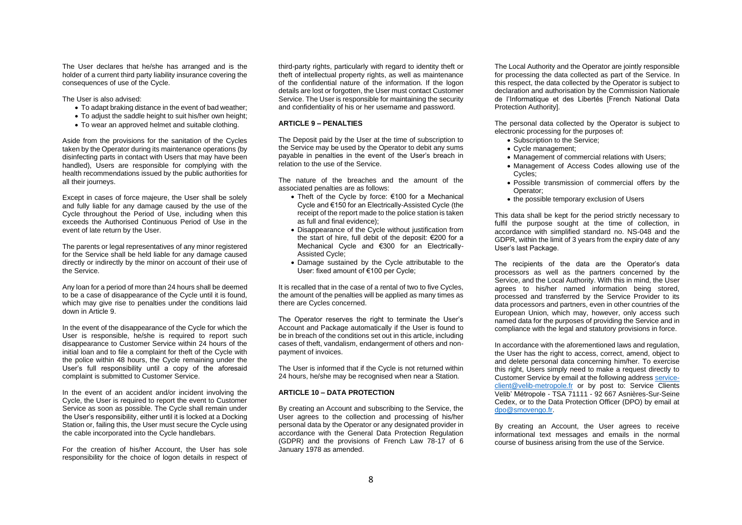The User declares that he/she has arranged and is the holder of a current third party liability insurance covering the consequences of use of the Cycle.

The User is also advised:

- To adapt braking distance in the event of bad weather;
- To adjust the saddle height to suit his/her own height;
- To wear an approved helmet and suitable clothing.

Aside from the provisions for the sanitation of the Cycles taken by the Operator during its maintenance operations (by disinfecting parts in contact with Users that may have been handled), Users are responsible for complying with the health recommendations issued by the public authorities for all their journeys.

Except in cases of force majeure, the User shall be solely and fully liable for any damage caused by the use of the Cycle throughout the Period of Use, including when this exceeds the Authorised Continuous Period of Use in the event of late return by the User.

The parents or legal representatives of any minor registered for the Service shall be held liable for any damage caused directly or indirectly by the minor on account of their use of the Service.

Any loan for a period of more than 24 hours shall be deemed to be a case of disappearance of the Cycle until it is found, which may give rise to penalties under the conditions laid down in Article 9.

In the event of the disappearance of the Cycle for which the User is responsible, he/she is required to report such disappearance to Customer Service within 24 hours of the initial loan and to file a complaint for theft of the Cycle with the police within 48 hours, the Cycle remaining under the User's full responsibility until a copy of the aforesaid complaint is submitted to Customer Service.

In the event of an accident and/or incident involving the Cycle, the User is required to report the event to Customer Service as soon as possible. The Cycle shall remain under the User's responsibility, either until it is locked at a Docking Station or, failing this, the User must secure the Cycle using the cable incorporated into the Cycle handlebars.

For the creation of his/her Account, the User has sole responsibility for the choice of logon details in respect of third-party rights, particularly with regard to identity theft or theft of intellectual property rights, as well as maintenance of the confidential nature of the information. If the logon details are lost or forgotten, the User must contact Customer Service. The User is responsible for maintaining the security and confidentiality of his or her username and password.

## ARTICLE 9 – PENALTIES

The Deposit paid by the User at the time of subscription to the Service may be used by the Operator to debit any sums payable in penalties in the event of the User's breach in relation to the use of the Service.

The nature of the breaches and the amount of the associated penalties are as follows:

- Theft of the Cycle by force: €100 for a Mechanical Cycle and €150 for an Electrically-Assisted Cycle (the receipt of the report made to the police station is taken as full and final evidence);
- Disappearance of the Cycle without justification from the start of hire, full debit of the deposit: €200 for a Mechanical Cycle and €300 for an Electrically-Assisted Cycle;
- Damage sustained by the Cycle attributable to the User: fixed amount of €100 per Cycle;

It is recalled that in the case of a rental of two to five Cycles, the amount of the penalties will be applied as many times as there are Cycles concerned.

The Operator reserves the right to terminate the User's Account and Package automatically if the User is found to be in breach of the conditions set out in this article, including cases of theft, vandalism, endangerment of others and non-payment of invoices.

The User is informed that if the Cycle is not returned within 24 hours, he/she may be recognised when near a Station.

## ARTICLE 10 – DATA PROTECTION

By creating an Account and subscribing to the Service, the User agrees to the collection and processing of his/her personal data by the Operator or any designated provider in accordance with the General Data Protection Regulation (GDPR) and the provisions of French Law 78-17 of 6 January 1978 as amended.

The Local Authority and the Operator are jointly responsible for processing the data collected as part of the Service. In this respect, the data collected by the Operator is subject to declaration and authorisation by the Commission Nationale de l'Informatique et des Libertés [French National Data Protection Authority].

The personal data collected by the Operator is subject to electronic processing for the purposes of:

- Subscription to the Service;
- Cycle management;
- Management of commercial relations with Users;
- Management of Access Codes allowing use of the Cycles;
- Possible transmission of commercial offers by the Operator;
- the possible temporary exclusion of Users

This data shall be kept for the period strictly necessary to fulfil the purpose sought at the time of collection, in accordance with simplified standard no. NS-048 and the GDPR, within the limit of 3 years from the expiry date of any User's last Package.

The recipients of the data are the Operator's data processors as well as the partners concerned by the Service, and the Local Authority. With this in mind, the User agrees to his/her named information being stored, processed and transferred by the Service Provider to its data processors and partners, even in other countries of the European Union, which may, however, only access such named data for the purposes of providing the Service and in compliance with the legal and statutory provisions in force.

In accordance with the aforementioned laws and regulation, the User has the right to access, correct, amend, object to and delete personal data concerning him/her. To exercise this right, Users simply need to make a request directly to Customer Service by email at the following address service-client@velib-metropole.fr or by post to: Service Clients Velib' Métropole - TSA 71111 - 92 667 Asnières-Sur-Seine Cedex, or to the Data Protection Officer (DPO) by email at dpo@smovengo.fr.

By creating an Account, the User agrees to receive informational text messages and emails in the normal course of business arising from the use of the Service.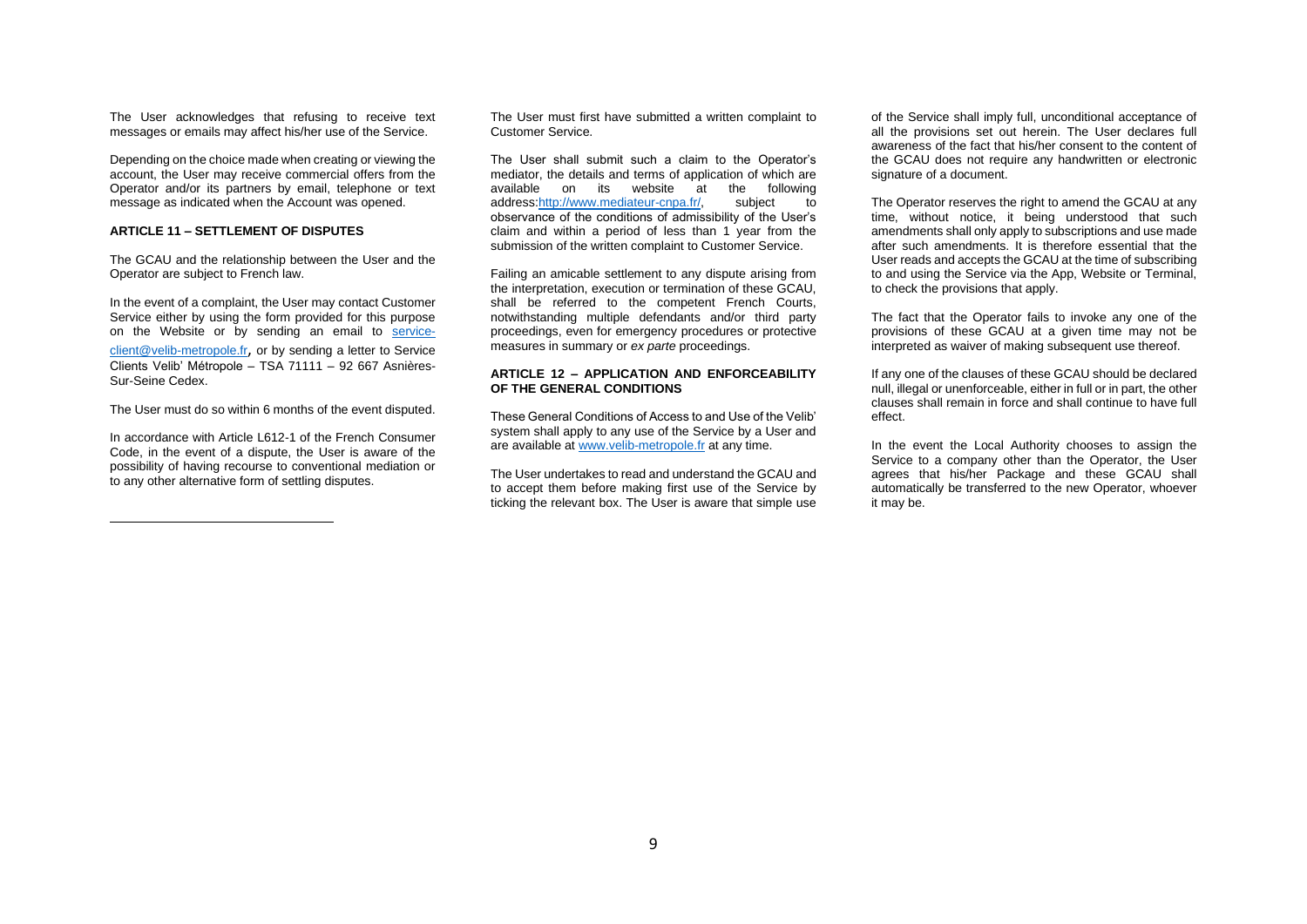The User acknowledges that refusing to receive text messages or emails may affect his/her use of the Service.

Depending on the choice made when creating or viewing the account, the User may receive commercial offers from the Operator and/or its partners by email, telephone or text message as indicated when the Account was opened.

**ARTICLE 11 – SETTLEMENT OF DISPUTES**

The GCAU and the relationship between the User and the Operator are subject to French law.

In the event of a complaint, the User may contact Customer Service either by using the form provided for this purpose on the Website or by sending an email to service-client@velib-metropole.fr, or by sending a letter to Service Clients Velib' Métropole – TSA 71111 – 92 667 Asnières-Sur-Seine Cedex.

The User must do so within 6 months of the event disputed.

In accordance with Article L612-1 of the French Consumer Code, in the event of a dispute, the User is aware of the possibility of having recourse to conventional mediation or to any other alternative form of settling disputes.

The User must first have submitted a written complaint to Customer Service.

The User shall submit such a claim to the Operator's mediator, the details and terms of application of which are available on its website at the following address:http://www.mediateur-cnpa.fr/, subject to observance of the conditions of admissibility of the User's claim and within a period of less than 1 year from the submission of the written complaint to Customer Service.

Failing an amicable settlement to any dispute arising from the interpretation, execution or termination of these GCAU, shall be referred to the competent French Courts, notwithstanding multiple defendants and/or third party proceedings, even for emergency procedures or protective measures in summary or *ex parte* proceedings.

**ARTICLE 12 – APPLICATION AND ENFORCEABILITY OF THE GENERAL CONDITIONS**

These General Conditions of Access to and Use of the Velib' system shall apply to any use of the Service by a User and are available at www.velib-metropole.fr at any time.

The User undertakes to read and understand the GCAU and to accept them before making first use of the Service by ticking the relevant box. The User is aware that simple use of the Service shall imply full, unconditional acceptance of all the provisions set out herein. The User declares full awareness of the fact that his/her consent to the content of the GCAU does not require any handwritten or electronic signature of a document.

The Operator reserves the right to amend the GCAU at any time, without notice, it being understood that such amendments shall only apply to subscriptions and use made after such amendments. It is therefore essential that the User reads and accepts the GCAU at the time of subscribing to and using the Service via the App, Website or Terminal, to check the provisions that apply.

The fact that the Operator fails to invoke any one of the provisions of these GCAU at a given time may not be interpreted as waiver of making subsequent use thereof.

If any one of the clauses of these GCAU should be declared null, illegal or unenforceable, either in full or in part, the other clauses shall remain in force and shall continue to have full effect.

In the event the Local Authority chooses to assign the Service to a company other than the Operator, the User agrees that his/her Package and these GCAU shall automatically be transferred to the new Operator, whoever it may be.